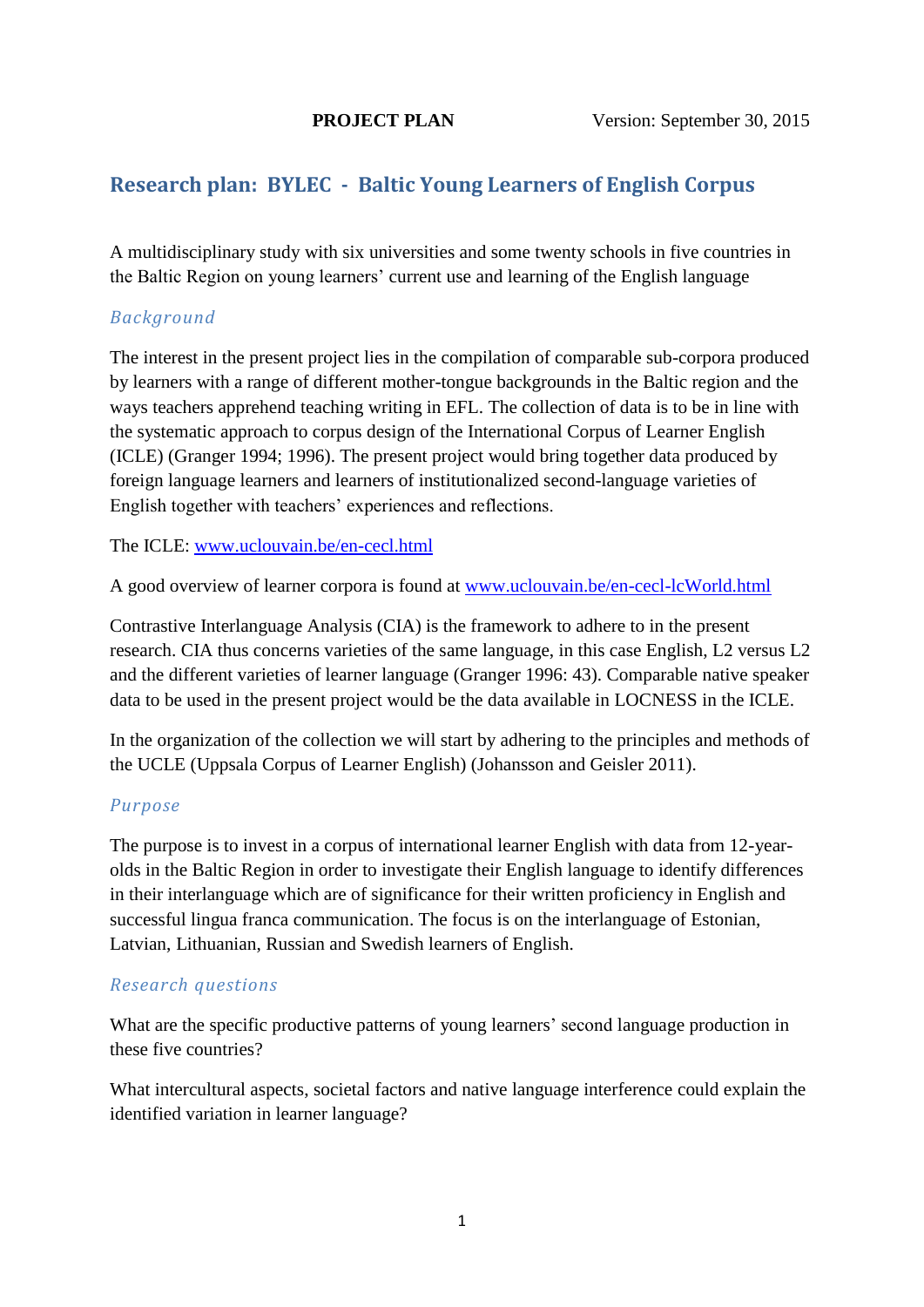**PROJECT PLAN** Version: September 30, 2015

## Research plan: BYLEC - Baltic Young Learners of English Corpus

A multidisciplinary study with six universities and some twenty schools in five countries in the Baltic Region on young learners' current use and learning of the English language

### *Background*

The interest in the present project lies in the compilation of comparable sub-corpora produced by learners with a range of different mother-tongue backgrounds in the Baltic region and the ways teachers apprehend teaching writing in EFL. The collection of data is to be in line with the systematic approach to corpus design of the International Corpus of Learner English (ICLE) (Granger 1994; 1996). The present project would bring together data produced by foreign language learners and learners of institutionalized second-language varieties of English together with teachers' experiences and reflections.

The ICLE: [www.uclouvain.be/en-cecl.html](www.uclouvain.be/en-cecl.html)

A good overview of learner corpora is found at [www.uclouvain.be/en-cecl-lcWorld.html](www.uclouvain.be/en-cecl-lcWorld.html)

Contrastive Interlanguage Analysis (CIA) is the framework to adhere to in the present research. CIA thus concerns varieties of the same language, in this case English, L2 versus L2 and the different varieties of learner language (Granger 1996: 43). Comparable native speaker data to be used in the present project would be the data available in LOCNESS in the ICLE.

In the organization of the collection we will start by adhering to the principles and methods of the UCLE (Uppsala Corpus of Learner English) (Johansson and Geisler 2011).

### *Purpose*

The purpose is to invest in a corpus of international learner English with data from 12-year-olds in the Baltic Region in order to investigate their English language to identify differences in their interlanguage which are of significance for their written proficiency in English and successful lingua franca communication. The focus is on the interlanguage of Estonian, Latvian, Lithuanian, Russian and Swedish learners of English.

### *Research questions*

What are the specific productive patterns of young learners' second language production in these five countries?

What intercultural aspects, societal factors and native language interference could explain the identified variation in learner language?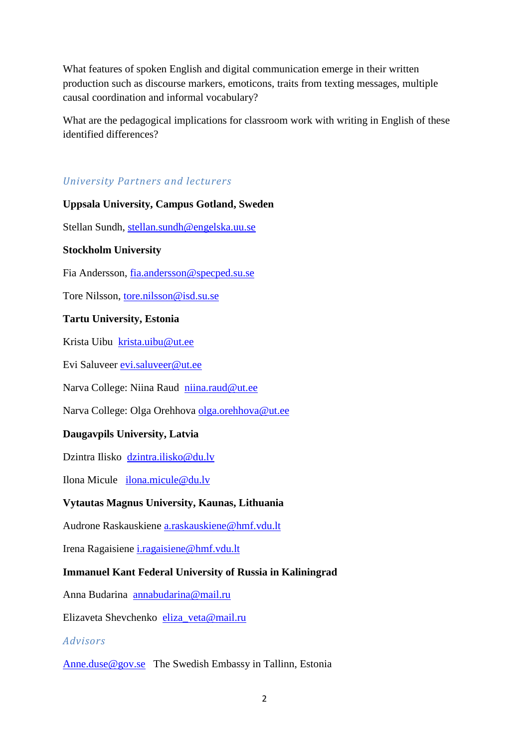What features of spoken English and digital communication emerge in their written production such as discourse markers, emoticons, traits from texting messages, multiple causal coordination and informal vocabulary?

What are the pedagogical implications for classroom work with writing in English of these identified differences?

## *University Partners and lecturers*

**Uppsala University, Campus Gotland, Sweden**

Stellan Sundh, stellan.sundh@engelska.uu.se

**Stockholm University**

Fia Andersson, fia.andersson@specped.su.se

Tore Nilsson, tore.nilsson@isd.su.se

**Tartu University, Estonia**

Krista Uibu krista.uibu@ut.ee

Evi Saluveer evi.saluveer@ut.ee

Narva College: Niina Raud niina.raud@ut.ee

Narva College: Olga Orehhova olga.orehhova@ut.ee

**Daugavpils University, Latvia**

Dzintra Ilisko dzintra.ilisko@du.lv

Ilona Micule ilona.micule@du.lv

**Vytautas Magnus University, Kaunas, Lithuania**

Audrone Raskauskiene a.raskauskiene@hmf.vdu.lt

Irena Ragaisiene i.ragaisiene@hmf.vdu.lt

**Immanuel Kant Federal University of Russia in Kaliningrad**

Anna Budarina annabudarina@mail.ru

Elizaveta Shevchenko eliza_veta@mail.ru

## *Advisors*

Anne.duse@gov.se The Swedish Embassy in Tallinn, Estonia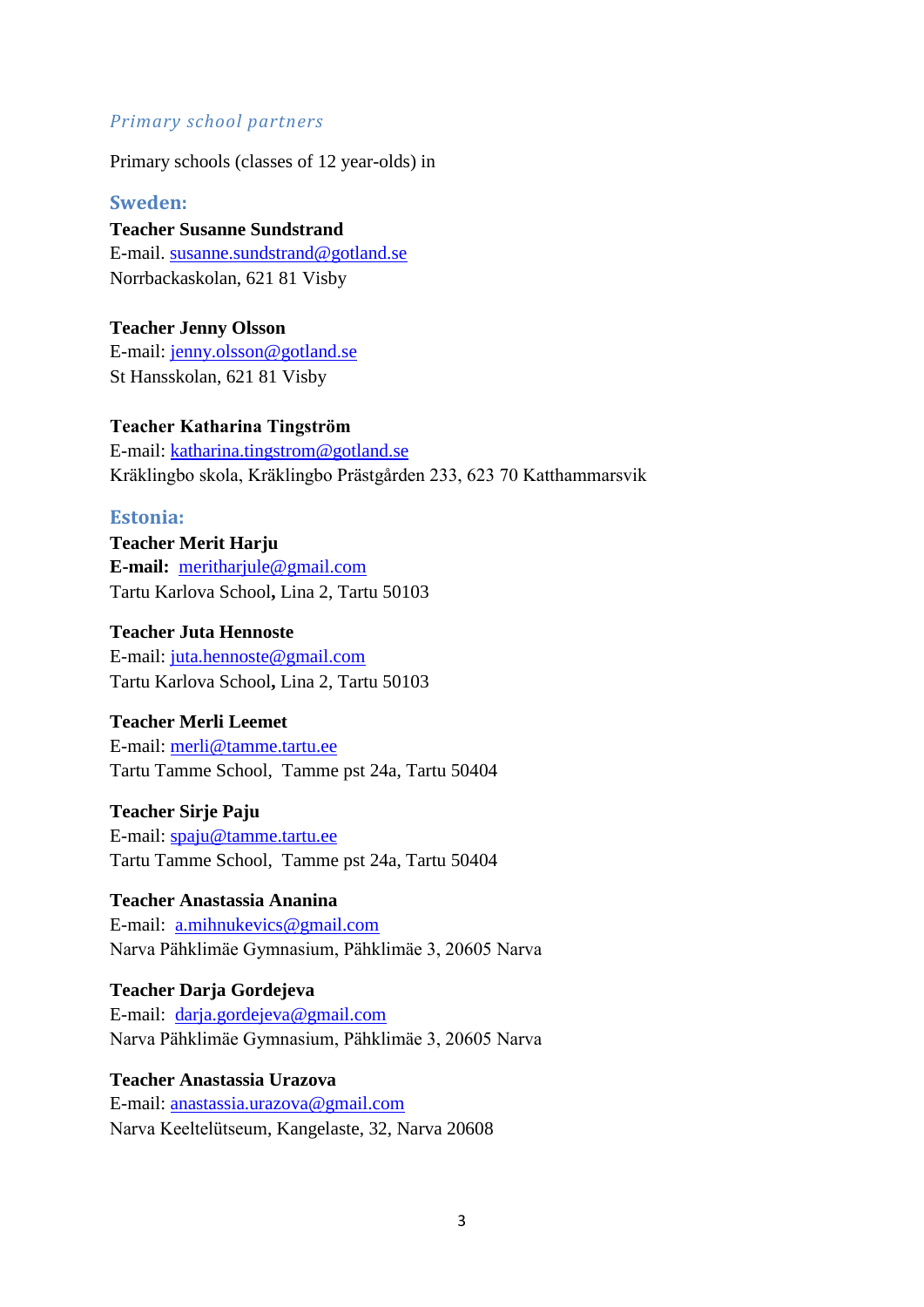### *Primary school partners*

Primary schools (classes of 12 year-olds) in

## Sweden:

**Teacher Susanne Sundstrand**
E-mail. susanne.sundstrand@gotland.se
Norrbackaskolan, 621 81 Visby

**Teacher Jenny Olsson**
E-mail: jenny.olsson@gotland.se
St Hansskolan, 621 81 Visby

**Teacher Katharina Tingström**
E-mail: katharina.tingstrom@gotland.se
Kräklingbo skola, Kräklingbo Prästgården 233, 623 70 Katthammarsvik

## Estonia:

**Teacher Merit Harju**
**E-mail:** meritharjule@gmail.com
Tartu Karlova School**,** Lina 2, Tartu 50103

**Teacher Juta Hennoste**
E-mail: juta.hennoste@gmail.com
Tartu Karlova School**,** Lina 2, Tartu 50103

**Teacher Merli Leemet**
E-mail: merli@tamme.tartu.ee
Tartu Tamme School, Tamme pst 24a, Tartu 50404

**Teacher Sirje Paju**
E-mail: spaju@tamme.tartu.ee
Tartu Tamme School, Tamme pst 24a, Tartu 50404

**Teacher Anastassia Ananina**
E-mail: a.mihnukevics@gmail.com
Narva Pähklimäe Gymnasium, Pähklimäe 3, 20605 Narva

**Teacher Darja Gordejeva**
E-mail: darja.gordejeva@gmail.com
Narva Pähklimäe Gymnasium, Pähklimäe 3, 20605 Narva

**Teacher Anastassia Urazova**
E-mail: anastassia.urazova@gmail.com
Narva Keeltelütseum, Kangelaste, 32, Narva 20608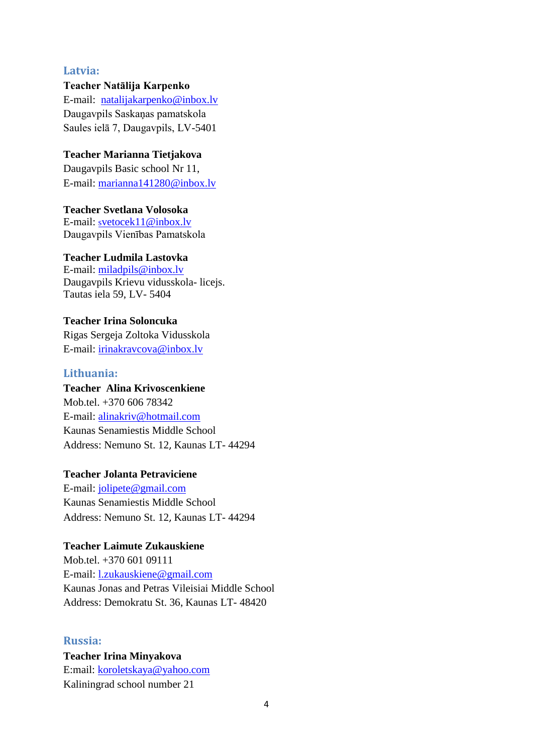## Latvia:

**Teacher Natālija Karpenko**
E-mail: natalijakarpenko@inbox.lv
Daugavpils Saskaņas pamatskola
Saules ielā 7, Daugavpils, LV-5401

**Teacher Marianna Tietjakova**
Daugavpils Basic school Nr 11,
E-mail: marianna141280@inbox.lv

**Teacher Svetlana Volosoka**
E-mail: svetocek11@inbox.lv
Daugavpils Vienības Pamatskola

**Teacher Ludmila Lastovka**
E-mail: miladpils@inbox.lv
Daugavpils Krievu vidusskola- licejs.
Tautas iela 59, LV- 5404

**Teacher Irina Soloncuka**
Rigas Sergeja Zoltoka Vidusskola
E-mail: irinakravcova@inbox.lv

## Lithuania:

**Teacher Alina Krivoscenkiene**
Mob.tel. +370 606 78342
E-mail: alinakriv@hotmail.com
Kaunas Senamiestis Middle School
Address: Nemuno St. 12, Kaunas LT- 44294

**Teacher Jolanta Petraviciene**
E-mail: jolipete@gmail.com
Kaunas Senamiestis Middle School
Address: Nemuno St. 12, Kaunas LT- 44294

**Teacher Laimute Zukauskiene**
Mob.tel. +370 601 09111
E-mail: l.zukauskiene@gmail.com
Kaunas Jonas and Petras Vileisiai Middle School
Address: Demokratu St. 36, Kaunas LT- 48420

## Russia:

**Teacher Irina Minyakova**
E:mail: koroletskaya@yahoo.com
Kaliningrad school number 21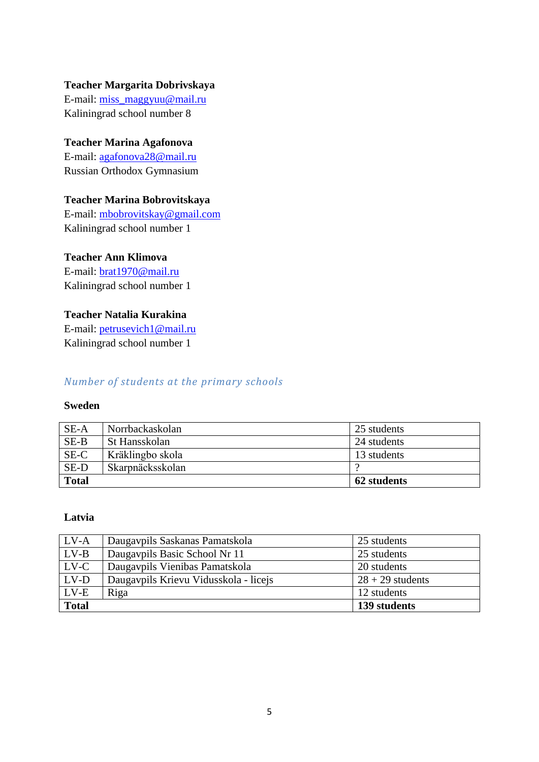**Teacher Margarita Dobrivskaya**
E-mail: miss_maggyuu@mail.ru
Kaliningrad school number 8

**Teacher Marina Agafonova**
E-mail: agafonova28@mail.ru
Russian Orthodox Gymnasium

**Teacher Marina Bobrovitskaya**
E-mail: mbobrovitskay@gmail.com
Kaliningrad school number 1

**Teacher Ann Klimova**
E-mail: brat1970@mail.ru
Kaliningrad school number 1

**Teacher Natalia Kurakina**
E-mail: petrusevich1@mail.ru
Kaliningrad school number 1

## *Number of students at the primary schools*

**Sweden**

| SE-A | Norrbackaskolan | 25 students |
|---|---|---|
| SE-B | St Hansskolan | 24 students |
| SE-C | Kräklingbo skola | 13 students |
| SE-D | Skarpnäcksskolan | ? |
| **Total** | | **62 students** |

**Latvia**

| LV-A | Daugavpils Saskanas Pamatskola | 25 students |
|---|---|---|
| LV-B | Daugavpils Basic School Nr 11 | 25 students |
| LV-C | Daugavpils Vienibas Pamatskola | 20 students |
| LV-D | Daugavpils Krievu Vidusskola - licejs | 28 + 29 students |
| LV-E | Riga | 12 students |
| **Total** | | **139 students** |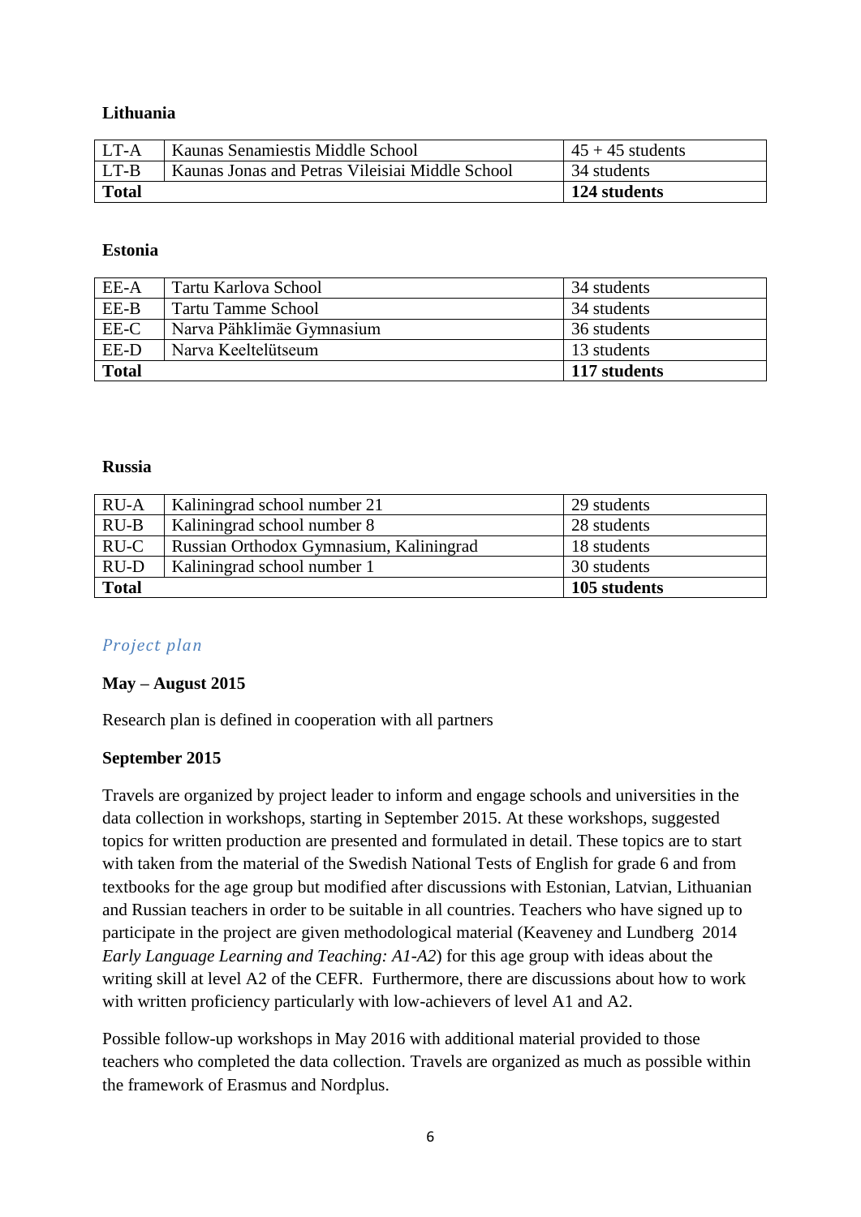**Lithuania**

| | | |
|---|---|---|
| LT-A | Kaunas Senamiestis Middle School | 45 + 45 students |
| LT-B | Kaunas Jonas and Petras Vileisiai Middle School | 34 students |
| **Total** | | **124 students** |

**Estonia**

| | | |
|---|---|---|
| EE-A | Tartu Karlova School | 34 students |
| EE-B | Tartu Tamme School | 34 students |
| EE-C | Narva Pähklimäe Gymnasium | 36 students |
| EE-D | Narva Keeltelütseum | 13 students |
| **Total** | | **117 students** |

**Russia**

| | | |
|---|---|---|
| RU-A | Kaliningrad school number 21 | 29 students |
| RU-B | Kaliningrad school number 8 | 28 students |
| RU-C | Russian Orthodox Gymnasium, Kaliningrad | 18 students |
| RU-D | Kaliningrad school number 1 | 30 students |
| **Total** | | **105 students** |

### *Project plan*

**May – August 2015**

Research plan is defined in cooperation with all partners

**September 2015**

Travels are organized by project leader to inform and engage schools and universities in the data collection in workshops, starting in September 2015. At these workshops, suggested topics for written production are presented and formulated in detail. These topics are to start with taken from the material of the Swedish National Tests of English for grade 6 and from textbooks for the age group but modified after discussions with Estonian, Latvian, Lithuanian and Russian teachers in order to be suitable in all countries. Teachers who have signed up to participate in the project are given methodological material (Keaveney and Lundberg 2014 *Early Language Learning and Teaching: A1-A2*) for this age group with ideas about the writing skill at level A2 of the CEFR. Furthermore, there are discussions about how to work with written proficiency particularly with low-achievers of level A1 and A2.

Possible follow-up workshops in May 2016 with additional material provided to those teachers who completed the data collection. Travels are organized as much as possible within the framework of Erasmus and Nordplus.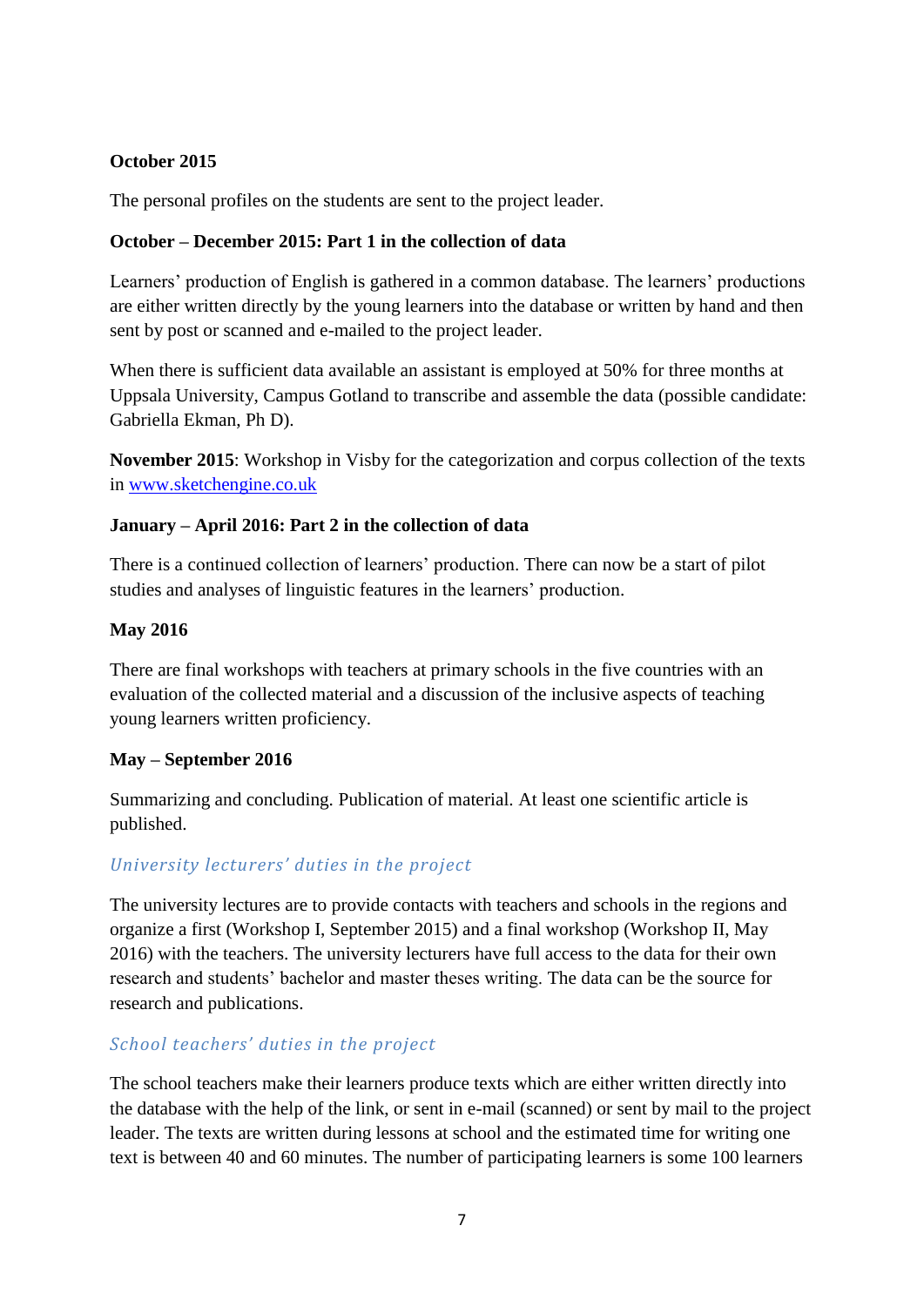**October 2015**

The personal profiles on the students are sent to the project leader.

**October – December 2015: Part 1 in the collection of data**

Learners' production of English is gathered in a common database. The learners' productions are either written directly by the young learners into the database or written by hand and then sent by post or scanned and e-mailed to the project leader.

When there is sufficient data available an assistant is employed at 50% for three months at Uppsala University, Campus Gotland to transcribe and assemble the data (possible candidate: Gabriella Ekman, Ph D).

**November 2015**: Workshop in Visby for the categorization and corpus collection of the texts in [www.sketchengine.co.uk](http://www.sketchengine.co.uk)

**January – April 2016: Part 2 in the collection of data**

There is a continued collection of learners' production. There can now be a start of pilot studies and analyses of linguistic features in the learners' production.

**May 2016**

There are final workshops with teachers at primary schools in the five countries with an evaluation of the collected material and a discussion of the inclusive aspects of teaching young learners written proficiency.

**May – September 2016**

Summarizing and concluding. Publication of material. At least one scientific article is published.

### *University lecturers' duties in the project*

The university lectures are to provide contacts with teachers and schools in the regions and organize a first (Workshop I, September 2015) and a final workshop (Workshop II, May 2016) with the teachers. The university lecturers have full access to the data for their own research and students' bachelor and master theses writing. The data can be the source for research and publications.

### *School teachers' duties in the project*

The school teachers make their learners produce texts which are either written directly into the database with the help of the link, or sent in e-mail (scanned) or sent by mail to the project leader. The texts are written during lessons at school and the estimated time for writing one text is between 40 and 60 minutes. The number of participating learners is some 100 learners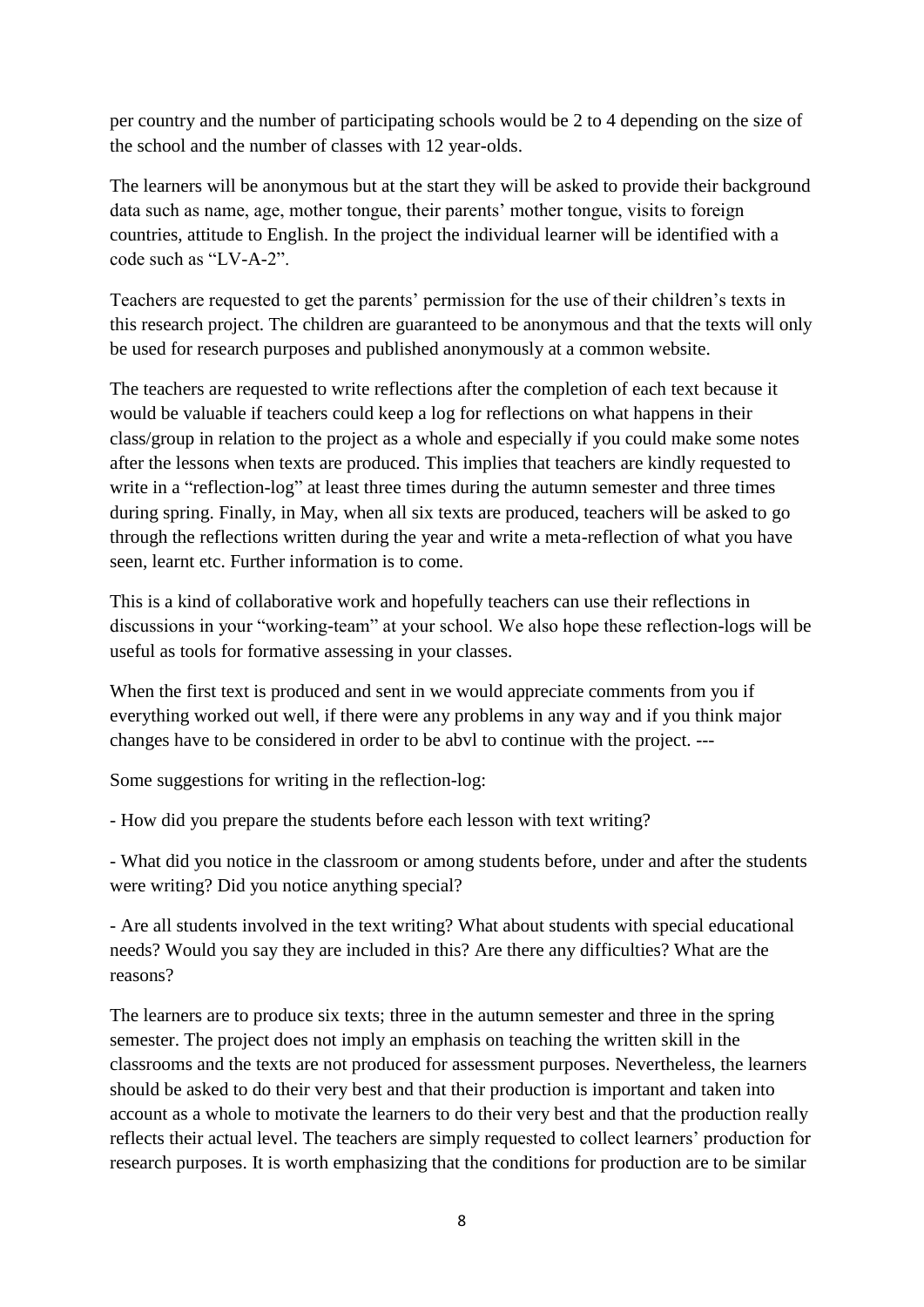per country and the number of participating schools would be 2 to 4 depending on the size of the school and the number of classes with 12 year-olds.

The learners will be anonymous but at the start they will be asked to provide their background data such as name, age, mother tongue, their parents' mother tongue, visits to foreign countries, attitude to English. In the project the individual learner will be identified with a code such as "LV-A-2".

Teachers are requested to get the parents' permission for the use of their children's texts in this research project. The children are guaranteed to be anonymous and that the texts will only be used for research purposes and published anonymously at a common website.

The teachers are requested to write reflections after the completion of each text because it would be valuable if teachers could keep a log for reflections on what happens in their class/group in relation to the project as a whole and especially if you could make some notes after the lessons when texts are produced. This implies that teachers are kindly requested to write in a "reflection-log" at least three times during the autumn semester and three times during spring. Finally, in May, when all six texts are produced, teachers will be asked to go through the reflections written during the year and write a meta-reflection of what you have seen, learnt etc. Further information is to come.

This is a kind of collaborative work and hopefully teachers can use their reflections in discussions in your "working-team" at your school. We also hope these reflection-logs will be useful as tools for formative assessing in your classes.

When the first text is produced and sent in we would appreciate comments from you if everything worked out well, if there were any problems in any way and if you think major changes have to be considered in order to be abvl to continue with the project. ---

Some suggestions for writing in the reflection-log:

- How did you prepare the students before each lesson with text writing?

- What did you notice in the classroom or among students before, under and after the students were writing? Did you notice anything special?

- Are all students involved in the text writing? What about students with special educational needs? Would you say they are included in this? Are there any difficulties? What are the reasons?

The learners are to produce six texts; three in the autumn semester and three in the spring semester. The project does not imply an emphasis on teaching the written skill in the classrooms and the texts are not produced for assessment purposes. Nevertheless, the learners should be asked to do their very best and that their production is important and taken into account as a whole to motivate the learners to do their very best and that the production really reflects their actual level. The teachers are simply requested to collect learners' production for research purposes. It is worth emphasizing that the conditions for production are to be similar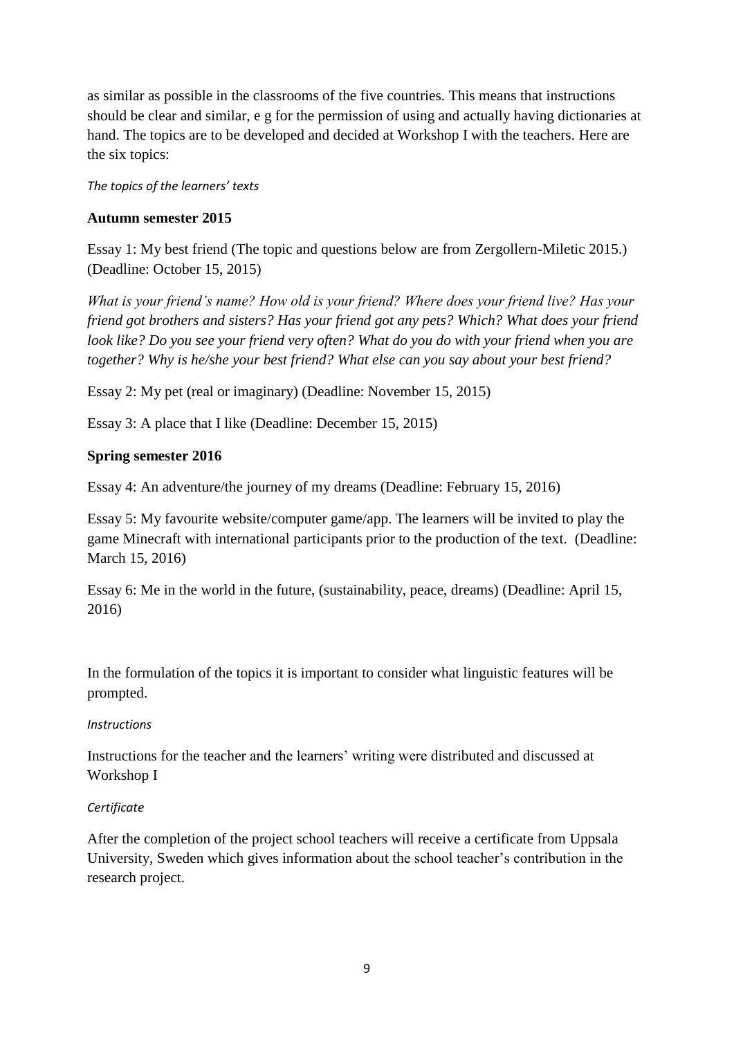as similar as possible in the classrooms of the five countries. This means that instructions should be clear and similar, e g for the permission of using and actually having dictionaries at hand. The topics are to be developed and decided at Workshop I with the teachers. Here are the six topics:

*The topics of the learners' texts*

**Autumn semester 2015**

Essay 1: My best friend (The topic and questions below are from Zergollern-Miletic 2015.) (Deadline: October 15, 2015)

*What is your friend's name? How old is your friend? Where does your friend live? Has your friend got brothers and sisters? Has your friend got any pets? Which? What does your friend look like? Do you see your friend very often? What do you do with your friend when you are together? Why is he/she your best friend? What else can you say about your best friend?*

Essay 2: My pet (real or imaginary) (Deadline: November 15, 2015)

Essay 3: A place that I like (Deadline: December 15, 2015)

**Spring semester 2016**

Essay 4: An adventure/the journey of my dreams (Deadline: February 15, 2016)

Essay 5: My favourite website/computer game/app. The learners will be invited to play the game Minecraft with international participants prior to the production of the text. (Deadline: March 15, 2016)

Essay 6: Me in the world in the future, (sustainability, peace, dreams) (Deadline: April 15, 2016)

In the formulation of the topics it is important to consider what linguistic features will be prompted.

*Instructions*

Instructions for the teacher and the learners' writing were distributed and discussed at Workshop I

*Certificate*

After the completion of the project school teachers will receive a certificate from Uppsala University, Sweden which gives information about the school teacher's contribution in the research project.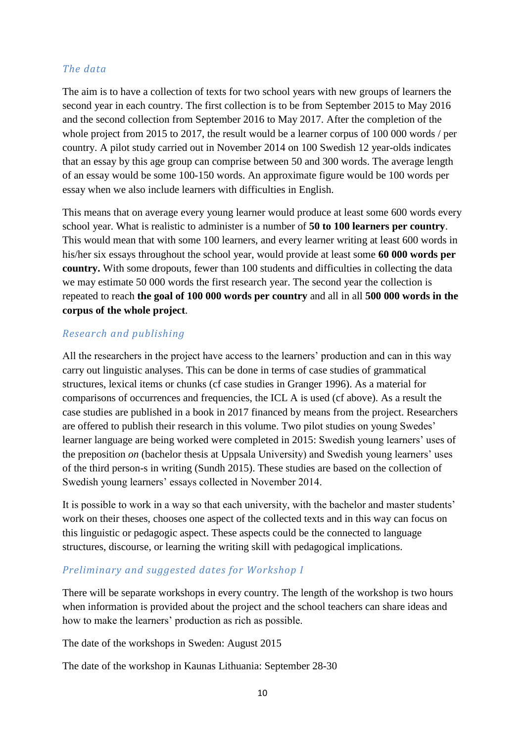### *The data*

The aim is to have a collection of texts for two school years with new groups of learners the second year in each country. The first collection is to be from September 2015 to May 2016 and the second collection from September 2016 to May 2017. After the completion of the whole project from 2015 to 2017, the result would be a learner corpus of 100 000 words / per country. A pilot study carried out in November 2014 on 100 Swedish 12 year-olds indicates that an essay by this age group can comprise between 50 and 300 words. The average length of an essay would be some 100-150 words. An approximate figure would be 100 words per essay when we also include learners with difficulties in English.

This means that on average every young learner would produce at least some 600 words every school year. What is realistic to administer is a number of **50 to 100 learners per country**. This would mean that with some 100 learners, and every learner writing at least 600 words in his/her six essays throughout the school year, would provide at least some **60 000 words per country.** With some dropouts, fewer than 100 students and difficulties in collecting the data we may estimate 50 000 words the first research year. The second year the collection is repeated to reach **the goal of 100 000 words per country** and all in all **500 000 words in the corpus of the whole project**.

### *Research and publishing*

All the researchers in the project have access to the learners' production and can in this way carry out linguistic analyses. This can be done in terms of case studies of grammatical structures, lexical items or chunks (cf case studies in Granger 1996). As a material for comparisons of occurrences and frequencies, the ICL A is used (cf above). As a result the case studies are published in a book in 2017 financed by means from the project. Researchers are offered to publish their research in this volume. Two pilot studies on young Swedes' learner language are being worked were completed in 2015: Swedish young learners' uses of the preposition *on* (bachelor thesis at Uppsala University) and Swedish young learners' uses of the third person-s in writing (Sundh 2015). These studies are based on the collection of Swedish young learners' essays collected in November 2014.

It is possible to work in a way so that each university, with the bachelor and master students' work on their theses, chooses one aspect of the collected texts and in this way can focus on this linguistic or pedagogic aspect. These aspects could be the connected to language structures, discourse, or learning the writing skill with pedagogical implications.

### *Preliminary and suggested dates for Workshop I*

There will be separate workshops in every country. The length of the workshop is two hours when information is provided about the project and the school teachers can share ideas and how to make the learners' production as rich as possible.

The date of the workshops in Sweden: August 2015

The date of the workshop in Kaunas Lithuania: September 28-30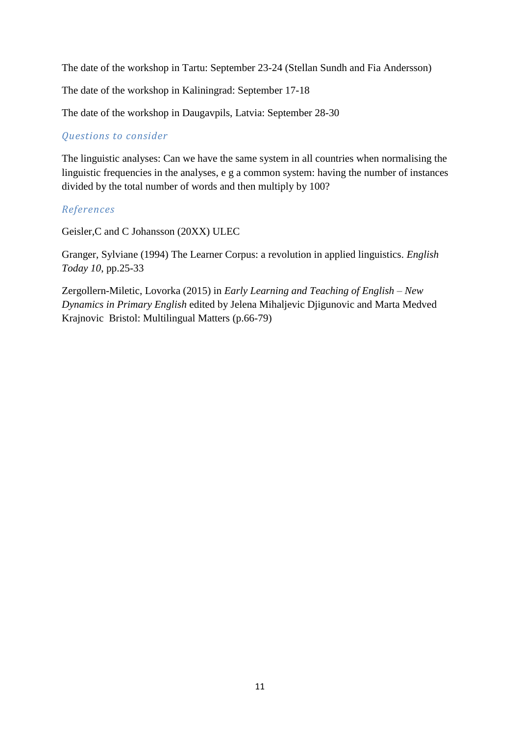The date of the workshop in Tartu: September 23-24 (Stellan Sundh and Fia Andersson)

The date of the workshop in Kaliningrad: September 17-18

The date of the workshop in Daugavpils, Latvia: September 28-30

### *Questions to consider*

The linguistic analyses: Can we have the same system in all countries when normalising the linguistic frequencies in the analyses, e g a common system: having the number of instances divided by the total number of words and then multiply by 100?

### *References*

Geisler,C and C Johansson (20XX) ULEC

Granger, Sylviane (1994) The Learner Corpus: a revolution in applied linguistics. *English Today 10*, pp.25-33

Zergollern-Miletic, Lovorka (2015) in *Early Learning and Teaching of English – New Dynamics in Primary English* edited by Jelena Mihaljevic Djigunovic and Marta Medved Krajnovic Bristol: Multilingual Matters (p.66-79)